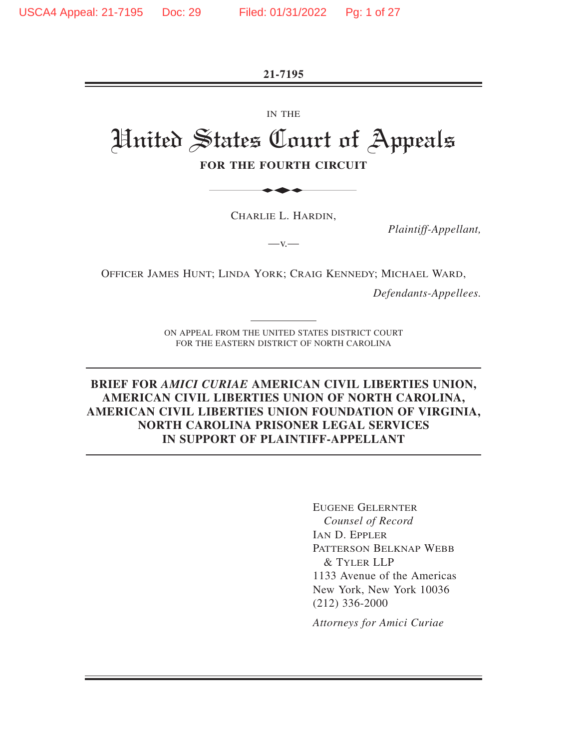21-7195

IN THE

# United States Court of Appeals

**FOR THE FOURTH CIRCUIT**

CHARLIE L. HARDIN,

*Plaintiff-Appellant,*

—v.—

OFFICER JAMES HUNT; LINDA YORK; CRAIG KENNEDY; MICHAEL WARD,

*Defendants-Appellees.*

ON APPEAL FROM THE UNITED STATES DISTRICT COURT
FOR THE EASTERN DISTRICT OF NORTH CAROLINA

**BRIEF FOR *AMICI CURIAE* AMERICAN CIVIL LIBERTIES UNION, AMERICAN CIVIL LIBERTIES UNION OF NORTH CAROLINA, AMERICAN CIVIL LIBERTIES UNION FOUNDATION OF VIRGINIA, NORTH CAROLINA PRISONER LEGAL SERVICES IN SUPPORT OF PLAINTIFF-APPELLANT**

EUGENE GELERNTER
*Counsel of Record*
IAN D. EPPLER
PATTERSON BELKNAP WEBB & TYLER LLP
1133 Avenue of the Americas
New York, New York 10036
(212) 336-2000

*Attorneys for Amici Curiae*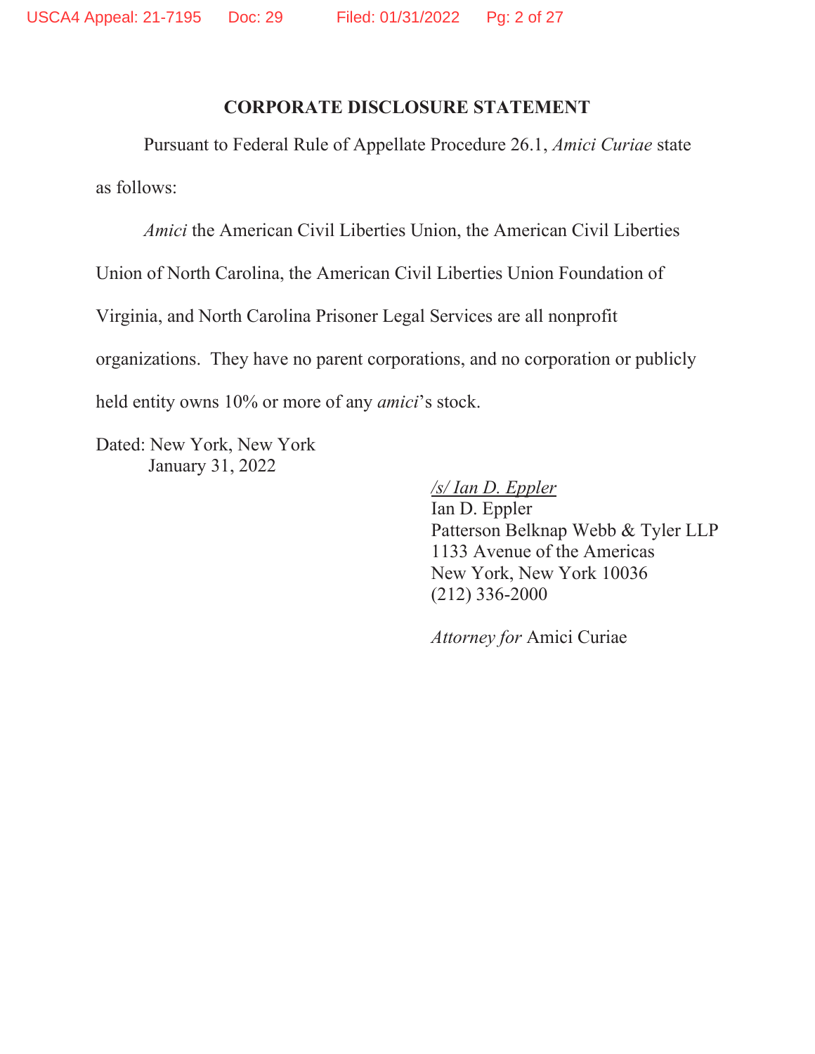## CORPORATE DISCLOSURE STATEMENT

Pursuant to Federal Rule of Appellate Procedure 26.1, *Amici Curiae* state as follows:

*Amici* the American Civil Liberties Union, the American Civil Liberties Union of North Carolina, the American Civil Liberties Union Foundation of Virginia, and North Carolina Prisoner Legal Services are all nonprofit organizations. They have no parent corporations, and no corporation or publicly held entity owns 10% or more of any *amici*'s stock.

Dated: New York, New York
January 31, 2022

*/s/ Ian D. Eppler*
Ian D. Eppler
Patterson Belknap Webb & Tyler LLP
1133 Avenue of the Americas
New York, New York 10036
(212) 336-2000

*Attorney for* Amici Curiae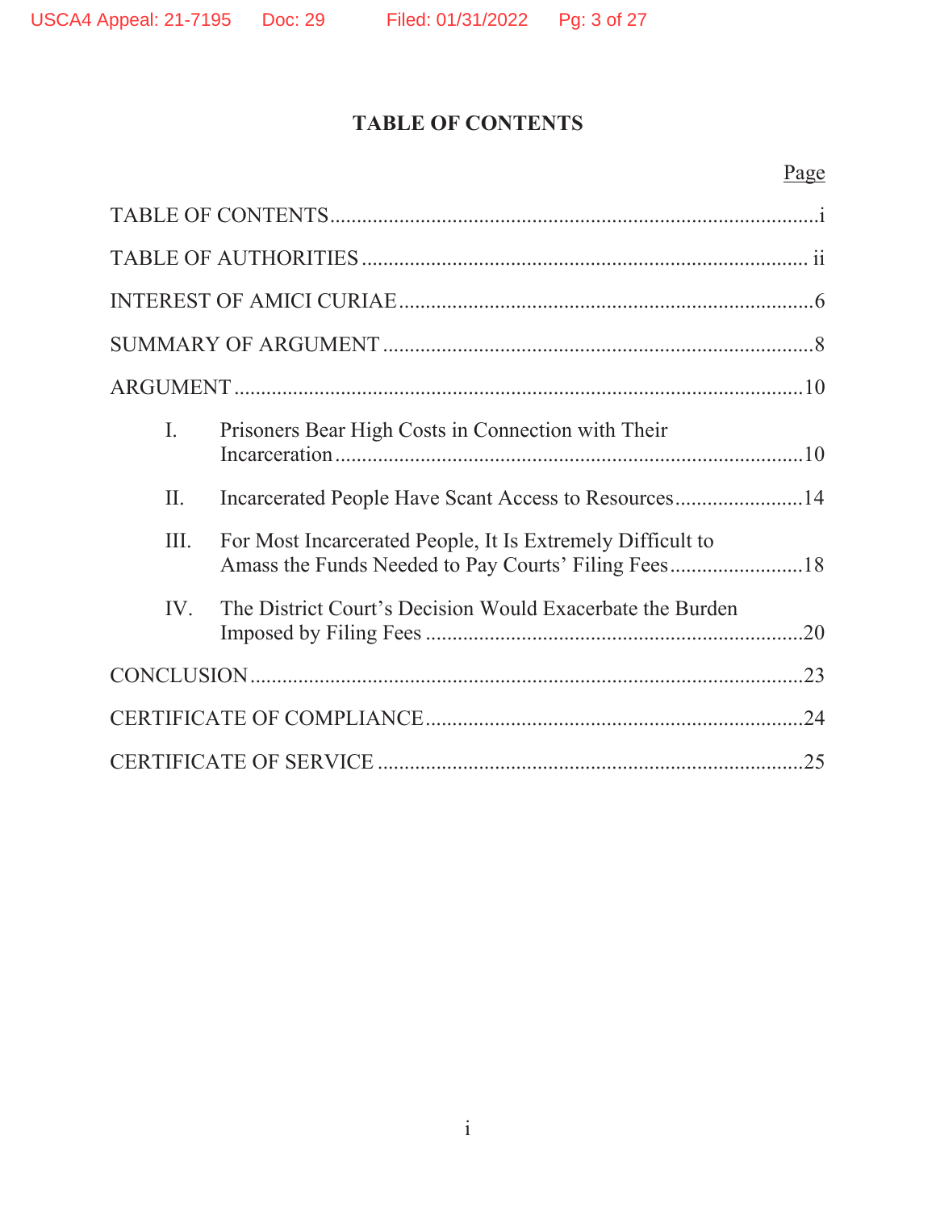## TABLE OF CONTENTS

| | Page |
|---|---|
| TABLE OF CONTENTS | i |
| TABLE OF AUTHORITIES | ii |
| INTEREST OF AMICI CURIAE | 6 |
| SUMMARY OF ARGUMENT | 8 |
| ARGUMENT | 10 |
| I. Prisoners Bear High Costs in Connection with Their Incarceration | 10 |
| II. Incarcerated People Have Scant Access to Resources | 14 |
| III. For Most Incarcerated People, It Is Extremely Difficult to Amass the Funds Needed to Pay Courts' Filing Fees | 18 |
| IV. The District Court's Decision Would Exacerbate the Burden Imposed by Filing Fees | 20 |
| CONCLUSION | 23 |
| CERTIFICATE OF COMPLIANCE | 24 |
| CERTIFICATE OF SERVICE | 25 |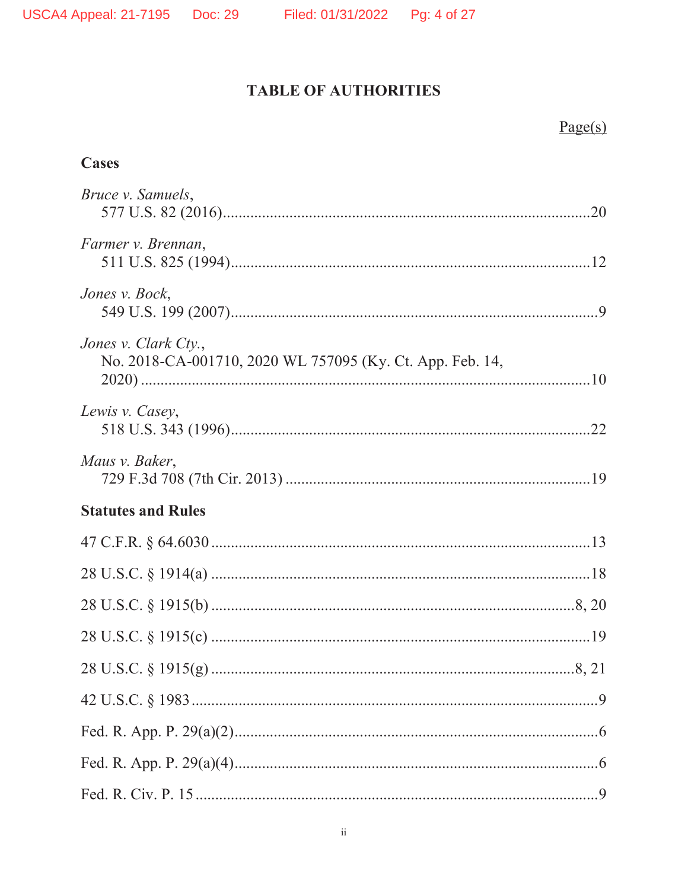# TABLE OF AUTHORITIES

Page(s)

## Cases

*Bruce v. Samuels*,
577 U.S. 82 (2016) .......... 20

*Farmer v. Brennan*,
511 U.S. 825 (1994) .......... 12

*Jones v. Bock*,
549 U.S. 199 (2007) .......... 9

*Jones v. Clark Cty.*,
No. 2018-CA-001710, 2020 WL 757095 (Ky. Ct. App. Feb. 14, 2020) .......... 10

*Lewis v. Casey*,
518 U.S. 343 (1996) .......... 22

*Maus v. Baker*,
729 F.3d 708 (7th Cir. 2013) .......... 19

## Statutes and Rules

47 C.F.R. § 64.6030 .......... 13

28 U.S.C. § 1914(a) .......... 18

28 U.S.C. § 1915(b) .......... 8, 20

28 U.S.C. § 1915(c) .......... 19

28 U.S.C. § 1915(g) .......... 8, 21

42 U.S.C. § 1983 .......... 9

Fed. R. App. P. 29(a)(2) .......... 6

Fed. R. App. P. 29(a)(4) .......... 6

Fed. R. Civ. P. 15 .......... 9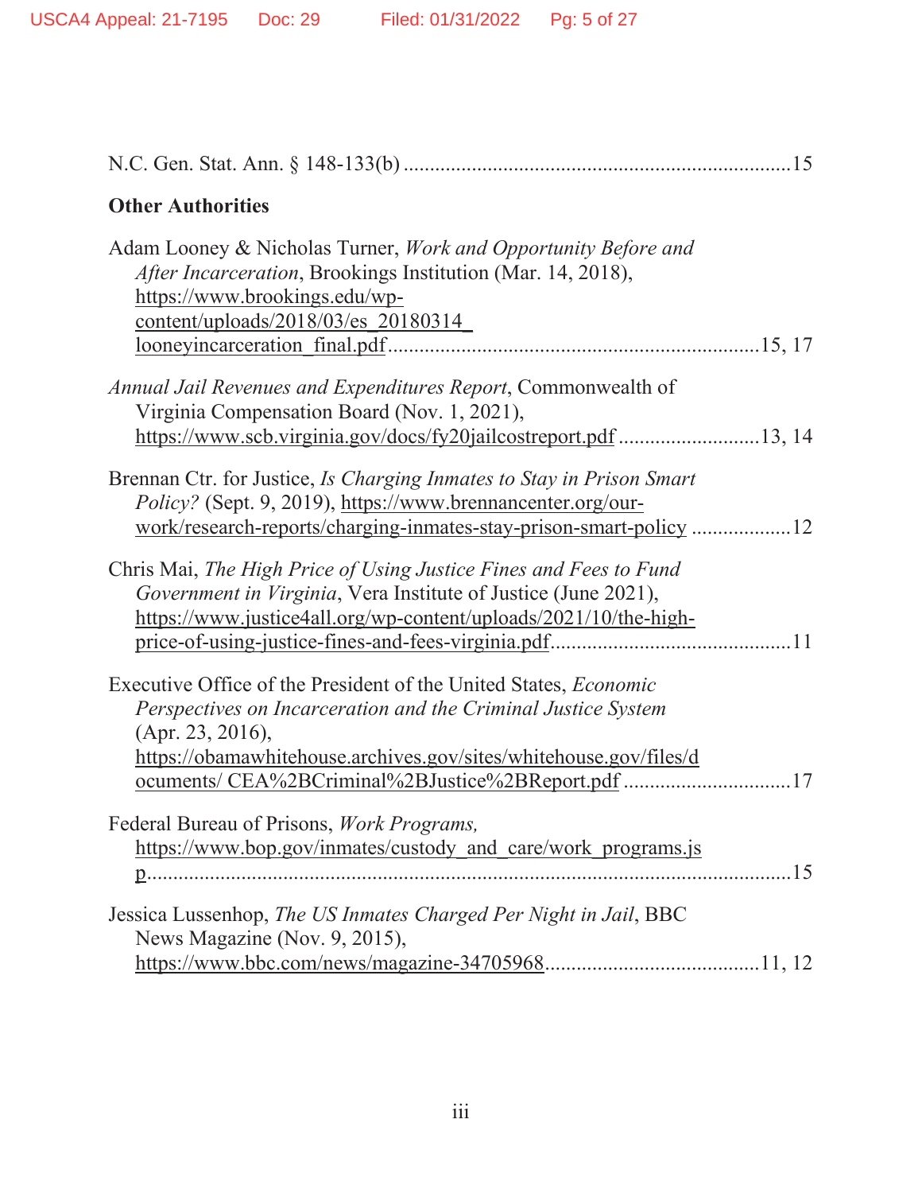N.C. Gen. Stat. Ann. § 148-133(b) ........................................................................15

**Other Authorities**

Adam Looney & Nicholas Turner, *Work and Opportunity Before and After Incarceration*, Brookings Institution (Mar. 14, 2018), https://www.brookings.edu/wp-content/uploads/2018/03/es_20180314_looneyincarceration_final.pdf ....................................................................15, 17

*Annual Jail Revenues and Expenditures Report*, Commonwealth of Virginia Compensation Board (Nov. 1, 2021), https://www.scb.virginia.gov/docs/fy20jailcostreport.pdf ..........................13, 14

Brennan Ctr. for Justice, *Is Charging Inmates to Stay in Prison Smart Policy?* (Sept. 9, 2019), https://www.brennancenter.org/our-work/research-reports/charging-inmates-stay-prison-smart-policy ..................12

Chris Mai, *The High Price of Using Justice Fines and Fees to Fund Government in Virginia*, Vera Institute of Justice (June 2021), https://www.justice4all.org/wp-content/uploads/2021/10/the-high-price-of-using-justice-fines-and-fees-virginia.pdf.............................................11

Executive Office of the President of the United States, *Economic Perspectives on Incarceration and the Criminal Justice System* (Apr. 23, 2016), https://obamawhitehouse.archives.gov/sites/whitehouse.gov/files/documents/ CEA%2BCriminal%2BJustice%2BReport.pdf ...............................17

Federal Bureau of Prisons, *Work Programs,* https://www.bop.gov/inmates/custody_and_care/work_programs.jsp..............................................................................................................15

Jessica Lussenhop, *The US Inmates Charged Per Night in Jail*, BBC News Magazine (Nov. 9, 2015), https://www.bbc.com/news/magazine-34705968........................................11, 12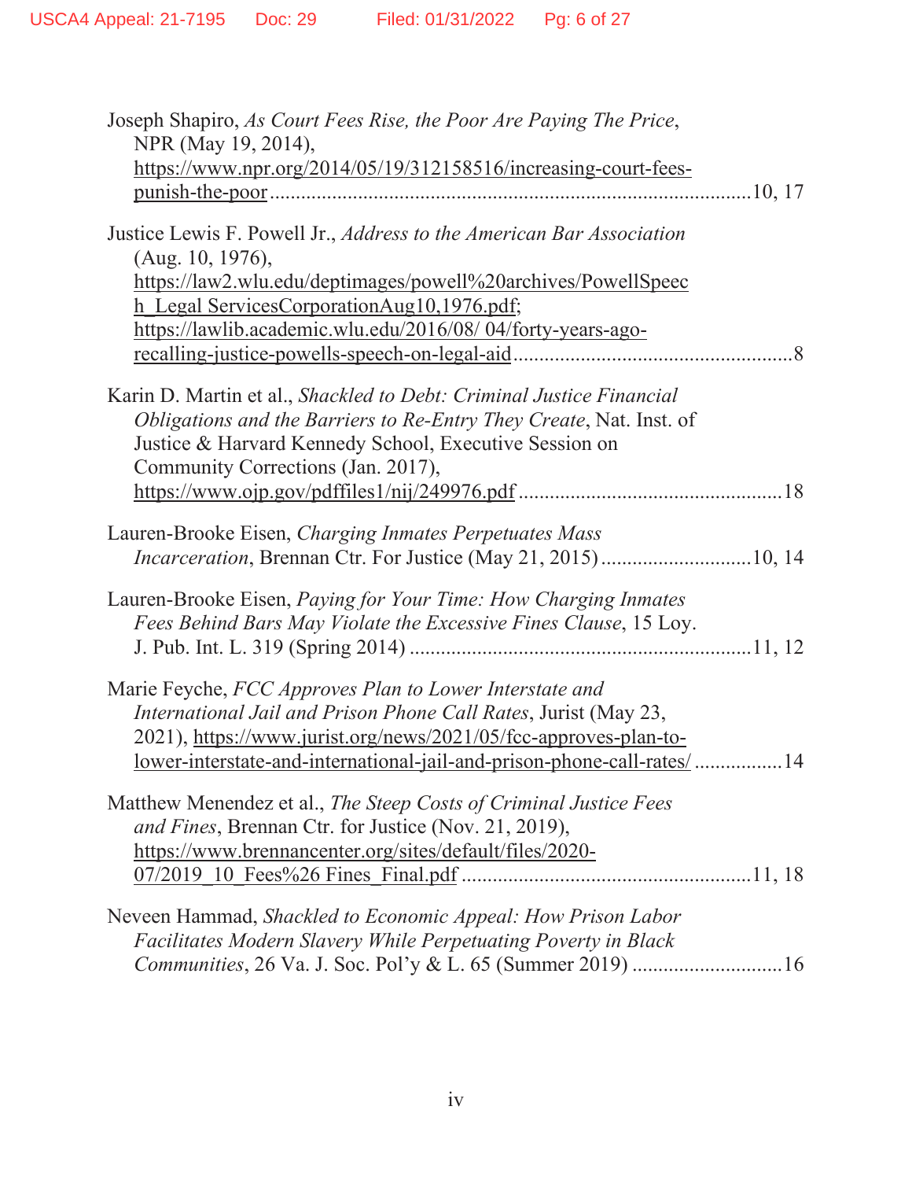Joseph Shapiro, *As Court Fees Rise, the Poor Are Paying The Price*, NPR (May 19, 2014), https://www.npr.org/2014/05/19/312158516/increasing-court-fees-punish-the-poor ............................................................................................10, 17

Justice Lewis F. Powell Jr., *Address to the American Bar Association* (Aug. 10, 1976), https://law2.wlu.edu/deptimages/powell%20archives/PowellSpeech_Legal ServicesCorporationAug10,1976.pdf; https://lawlib.academic.wlu.edu/2016/08/ 04/forty-years-ago-recalling-justice-powells-speech-on-legal-aid .....................................................8

Karin D. Martin et al., *Shackled to Debt: Criminal Justice Financial Obligations and the Barriers to Re-Entry They Create*, Nat. Inst. of Justice & Harvard Kennedy School, Executive Session on Community Corrections (Jan. 2017), https://www.ojp.gov/pdffiles1/nij/249976.pdf ..................................................18

Lauren-Brooke Eisen, *Charging Inmates Perpetuates Mass Incarceration*, Brennan Ctr. For Justice (May 21, 2015) ............................10, 14

Lauren-Brooke Eisen, *Paying for Your Time: How Charging Inmates Fees Behind Bars May Violate the Excessive Fines Clause*, 15 Loy. J. Pub. Int. L. 319 (Spring 2014) ................................................................11, 12

Marie Feyche, *FCC Approves Plan to Lower Interstate and International Jail and Prison Phone Call Rates*, Jurist (May 23, 2021), https://www.jurist.org/news/2021/05/fcc-approves-plan-to-lower-interstate-and-international-jail-and-prison-phone-call-rates/ ................14

Matthew Menendez et al., *The Steep Costs of Criminal Justice Fees and Fines*, Brennan Ctr. for Justice (Nov. 21, 2019), https://www.brennancenter.org/sites/default/files/2020-07/2019_10_Fees%26 Fines_Final.pdf ......................................................11, 18

Neveen Hammad, *Shackled to Economic Appeal: How Prison Labor Facilitates Modern Slavery While Perpetuating Poverty in Black Communities*, 26 Va. J. Soc. Pol'y & L. 65 (Summer 2019) .............................16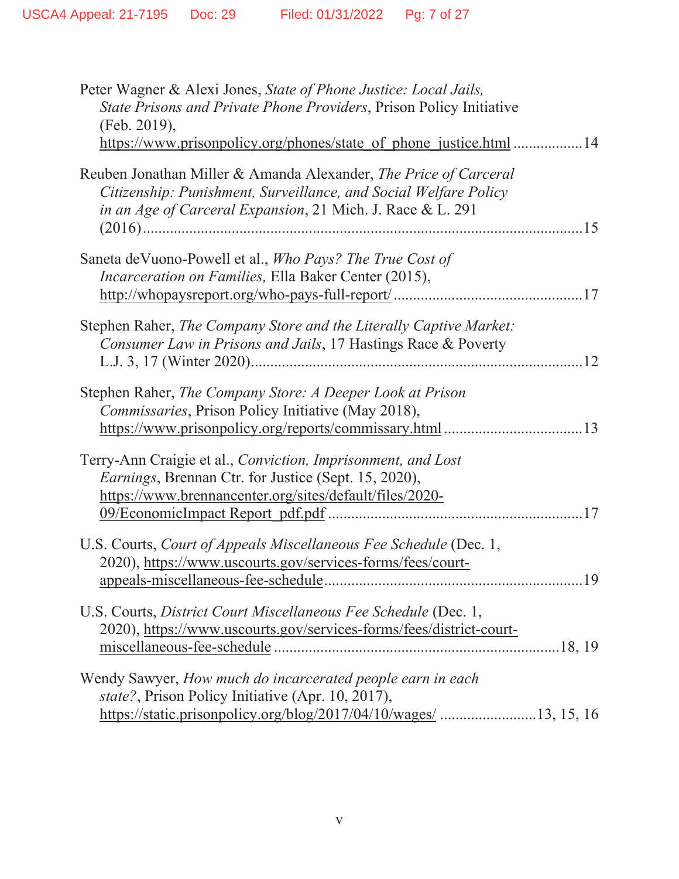Peter Wagner & Alexi Jones, *State of Phone Justice: Local Jails, State Prisons and Private Phone Providers*, Prison Policy Initiative (Feb. 2019), https://www.prisonpolicy.org/phones/state_of_phone_justice.html ..................14

Reuben Jonathan Miller & Amanda Alexander, *The Price of Carceral Citizenship: Punishment, Surveillance, and Social Welfare Policy in an Age of Carceral Expansion*, 21 Mich. J. Race & L. 291 (2016)....................................................................................................15

Saneta deVuono-Powell et al., *Who Pays? The True Cost of Incarceration on Families,* Ella Baker Center (2015), http://whopaysreport.org/who-pays-full-report/ ................................................17

Stephen Raher, *The Company Store and the Literally Captive Market: Consumer Law in Prisons and Jails*, 17 Hastings Race & Poverty L.J. 3, 17 (Winter 2020).....................................................................................12

Stephen Raher, *The Company Store: A Deeper Look at Prison Commissaries*, Prison Policy Initiative (May 2018), https://www.prisonpolicy.org/reports/commissary.html ...................................13

Terry-Ann Craigie et al., *Conviction, Imprisonment, and Lost Earnings*, Brennan Ctr. for Justice (Sept. 15, 2020), https://www.brennancenter.org/sites/default/files/2020-09/EconomicImpact Report_pdf.pdf .................................................................17

U.S. Courts, *Court of Appeals Miscellaneous Fee Schedule* (Dec. 1, 2020), https://www.uscourts.gov/services-forms/fees/court-appeals-miscellaneous-fee-schedule..................................................................19

U.S. Courts, *District Court Miscellaneous Fee Schedule* (Dec. 1, 2020), https://www.uscourts.gov/services-forms/fees/district-court-miscellaneous-fee-schedule .......................................................................18, 19

Wendy Sawyer, *How much do incarcerated people earn in each state?*, Prison Policy Initiative (Apr. 10, 2017), https://static.prisonpolicy.org/blog/2017/04/10/wages/ ........................13, 15, 16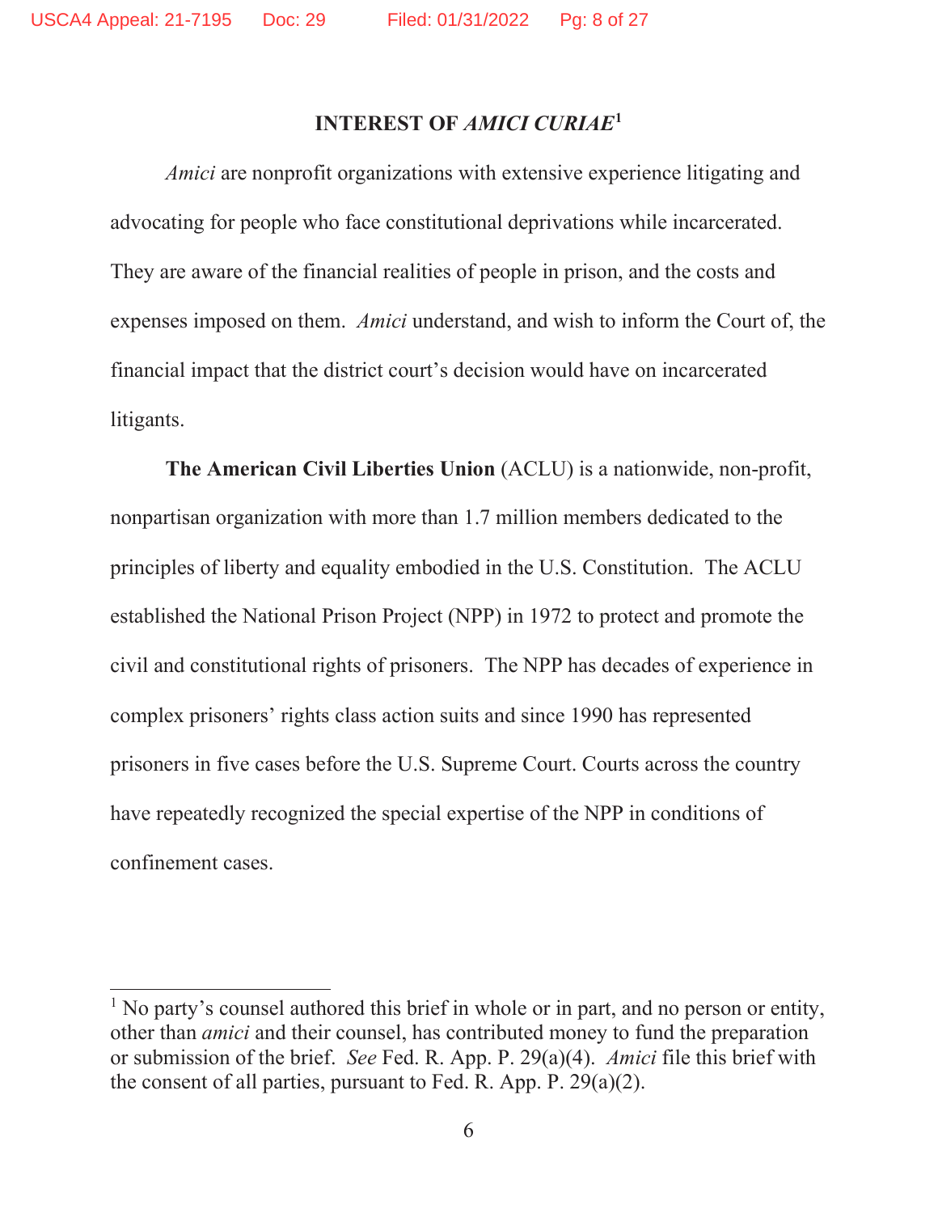## INTEREST OF *AMICI CURIAE*[1]

*Amici* are nonprofit organizations with extensive experience litigating and advocating for people who face constitutional deprivations while incarcerated. They are aware of the financial realities of people in prison, and the costs and expenses imposed on them. *Amici* understand, and wish to inform the Court of, the financial impact that the district court's decision would have on incarcerated litigants.

**The American Civil Liberties Union** (ACLU) is a nationwide, non-profit, nonpartisan organization with more than 1.7 million members dedicated to the principles of liberty and equality embodied in the U.S. Constitution. The ACLU established the National Prison Project (NPP) in 1972 to protect and promote the civil and constitutional rights of prisoners. The NPP has decades of experience in complex prisoners' rights class action suits and since 1990 has represented prisoners in five cases before the U.S. Supreme Court. Courts across the country have repeatedly recognized the special expertise of the NPP in conditions of confinement cases.

---

[1] No party's counsel authored this brief in whole or in part, and no person or entity, other than *amici* and their counsel, has contributed money to fund the preparation or submission of the brief. *See* Fed. R. App. P. 29(a)(4). *Amici* file this brief with the consent of all parties, pursuant to Fed. R. App. P. 29(a)(2).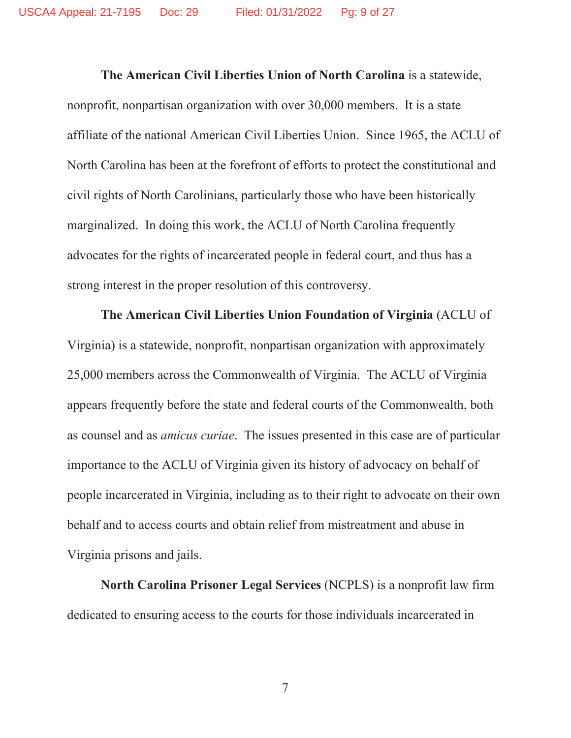**The American Civil Liberties Union of North Carolina** is a statewide, nonprofit, nonpartisan organization with over 30,000 members. It is a state affiliate of the national American Civil Liberties Union. Since 1965, the ACLU of North Carolina has been at the forefront of efforts to protect the constitutional and civil rights of North Carolinians, particularly those who have been historically marginalized. In doing this work, the ACLU of North Carolina frequently advocates for the rights of incarcerated people in federal court, and thus has a strong interest in the proper resolution of this controversy.

**The American Civil Liberties Union Foundation of Virginia** (ACLU of Virginia) is a statewide, nonprofit, nonpartisan organization with approximately 25,000 members across the Commonwealth of Virginia. The ACLU of Virginia appears frequently before the state and federal courts of the Commonwealth, both as counsel and as *amicus curiae*. The issues presented in this case are of particular importance to the ACLU of Virginia given its history of advocacy on behalf of people incarcerated in Virginia, including as to their right to advocate on their own behalf and to access courts and obtain relief from mistreatment and abuse in Virginia prisons and jails.

**North Carolina Prisoner Legal Services** (NCPLS) is a nonprofit law firm dedicated to ensuring access to the courts for those individuals incarcerated in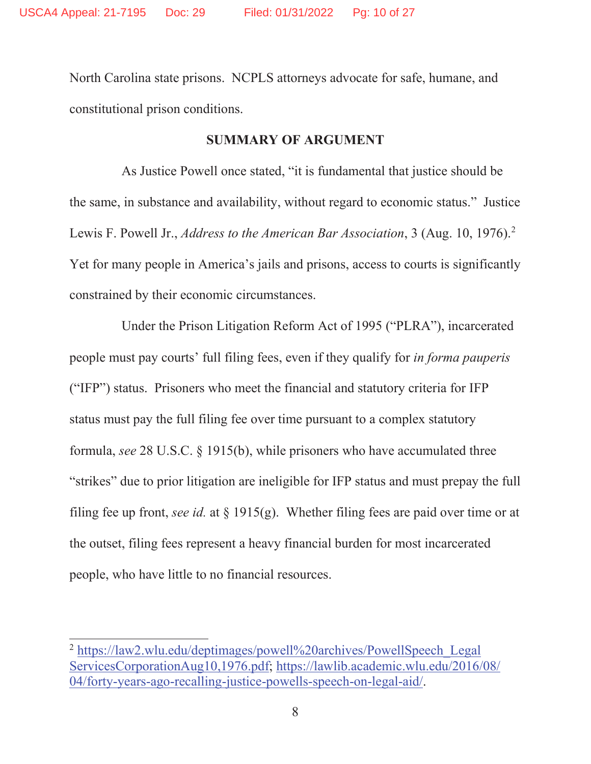North Carolina state prisons. NCPLS attorneys advocate for safe, humane, and constitutional prison conditions.

## SUMMARY OF ARGUMENT

As Justice Powell once stated, "it is fundamental that justice should be the same, in substance and availability, without regard to economic status." Justice Lewis F. Powell Jr., *Address to the American Bar Association*, 3 (Aug. 10, 1976).[2] Yet for many people in America's jails and prisons, access to courts is significantly constrained by their economic circumstances.

Under the Prison Litigation Reform Act of 1995 ("PLRA"), incarcerated people must pay courts' full filing fees, even if they qualify for *in forma pauperis* ("IFP") status. Prisoners who meet the financial and statutory criteria for IFP status must pay the full filing fee over time pursuant to a complex statutory formula, *see* 28 U.S.C. § 1915(b), while prisoners who have accumulated three "strikes" due to prior litigation are ineligible for IFP status and must prepay the full filing fee up front, *see id.* at § 1915(g). Whether filing fees are paid over time or at the outset, filing fees represent a heavy financial burden for most incarcerated people, who have little to no financial resources.

---

[2] https://law2.wlu.edu/deptimages/powell%20archives/PowellSpeech_LegalServicesCorporationAug10,1976.pdf; https://lawlib.academic.wlu.edu/2016/08/04/forty-years-ago-recalling-justice-powells-speech-on-legal-aid/.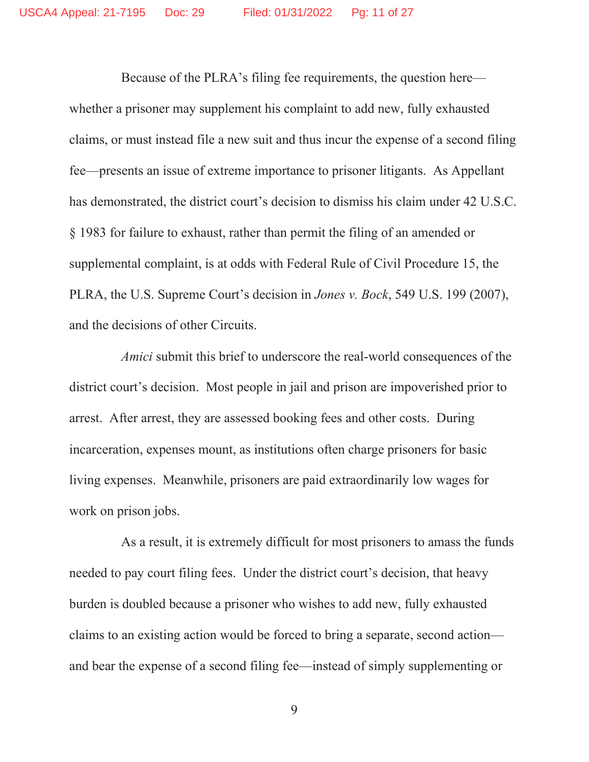Because of the PLRA's filing fee requirements, the question here—whether a prisoner may supplement his complaint to add new, fully exhausted claims, or must instead file a new suit and thus incur the expense of a second filing fee—presents an issue of extreme importance to prisoner litigants. As Appellant has demonstrated, the district court's decision to dismiss his claim under 42 U.S.C. § 1983 for failure to exhaust, rather than permit the filing of an amended or supplemental complaint, is at odds with Federal Rule of Civil Procedure 15, the PLRA, the U.S. Supreme Court's decision in *Jones v. Bock*, 549 U.S. 199 (2007), and the decisions of other Circuits.

*Amici* submit this brief to underscore the real-world consequences of the district court's decision. Most people in jail and prison are impoverished prior to arrest. After arrest, they are assessed booking fees and other costs. During incarceration, expenses mount, as institutions often charge prisoners for basic living expenses. Meanwhile, prisoners are paid extraordinarily low wages for work on prison jobs.

As a result, it is extremely difficult for most prisoners to amass the funds needed to pay court filing fees. Under the district court's decision, that heavy burden is doubled because a prisoner who wishes to add new, fully exhausted claims to an existing action would be forced to bring a separate, second action—and bear the expense of a second filing fee—instead of simply supplementing or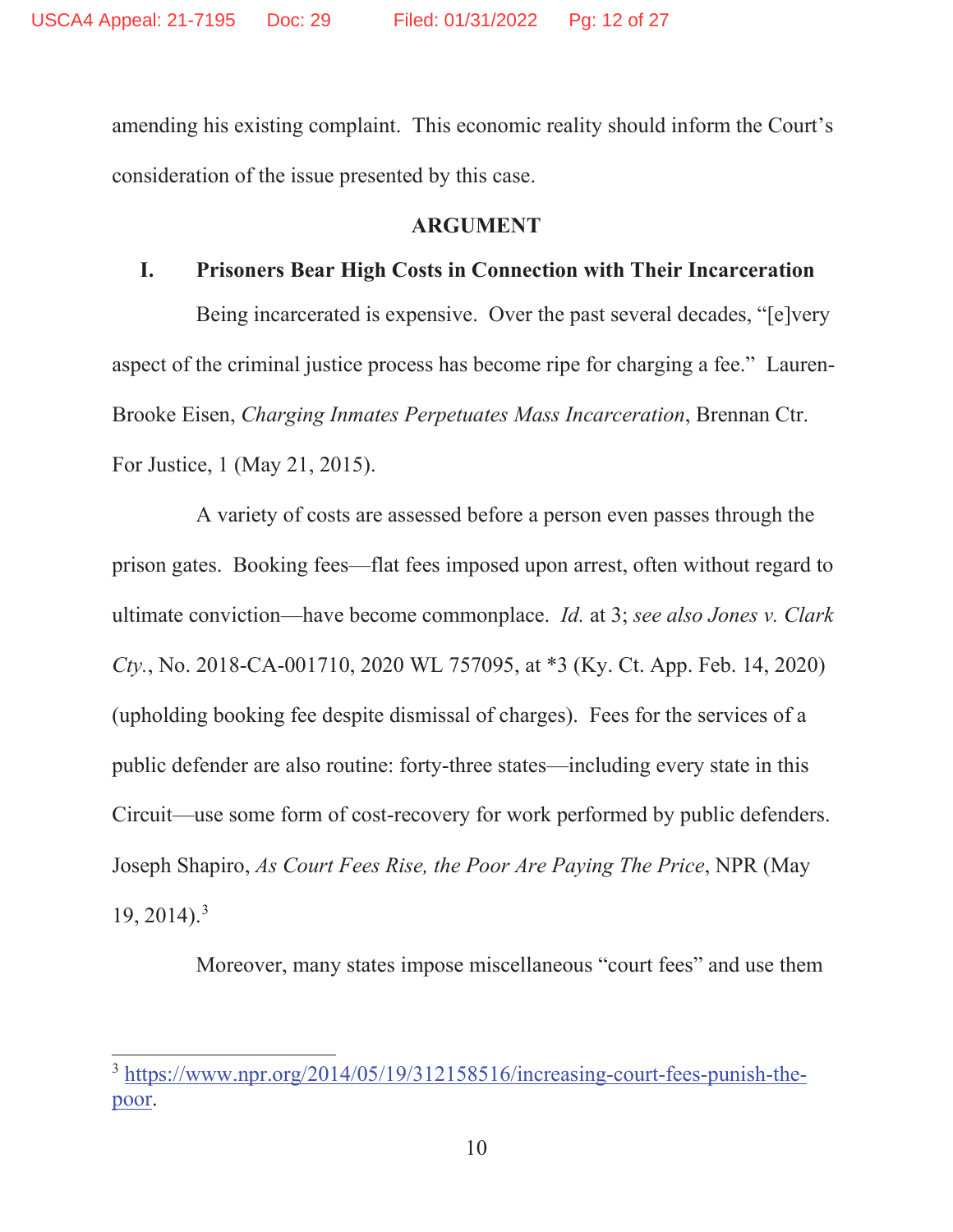amending his existing complaint. This economic reality should inform the Court's consideration of the issue presented by this case.

## ARGUMENT

### I. Prisoners Bear High Costs in Connection with Their Incarceration

Being incarcerated is expensive. Over the past several decades, "[e]very aspect of the criminal justice process has become ripe for charging a fee." Lauren-Brooke Eisen, *Charging Inmates Perpetuates Mass Incarceration*, Brennan Ctr. For Justice, 1 (May 21, 2015).

A variety of costs are assessed before a person even passes through the prison gates. Booking fees—flat fees imposed upon arrest, often without regard to ultimate conviction—have become commonplace. *Id.* at 3; *see also Jones v. Clark Cty.*, No. 2018-CA-001710, 2020 WL 757095, at *3 (Ky. Ct. App. Feb. 14, 2020) (upholding booking fee despite dismissal of charges). Fees for the services of a public defender are also routine: forty-three states—including every state in this Circuit—use some form of cost-recovery for work performed by public defenders. Joseph Shapiro, *As Court Fees Rise, the Poor Are Paying The Price*, NPR (May 19, 2014).[3]

Moreover, many states impose miscellaneous "court fees" and use them

---

[3] https://www.npr.org/2014/05/19/312158516/increasing-court-fees-punish-the-poor.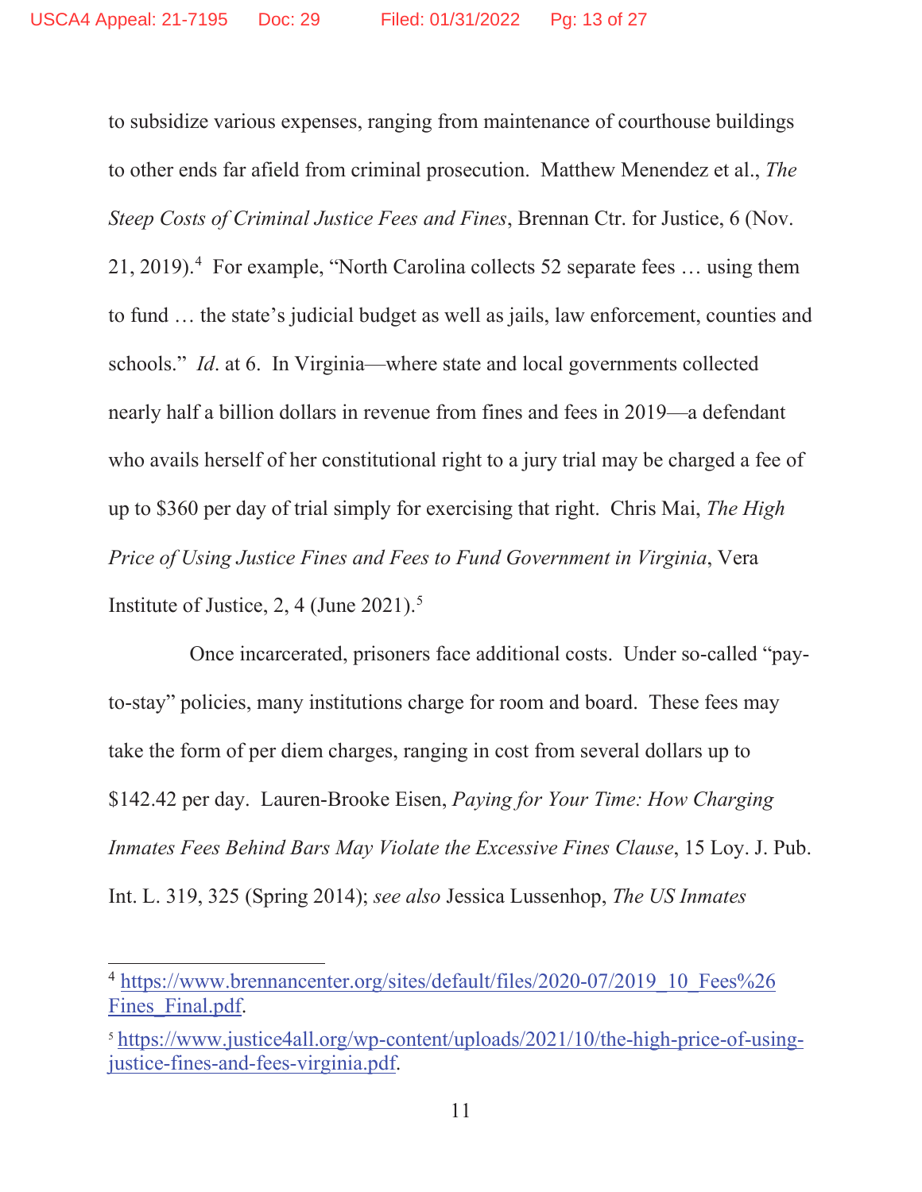to subsidize various expenses, ranging from maintenance of courthouse buildings to other ends far afield from criminal prosecution. Matthew Menendez et al., *The Steep Costs of Criminal Justice Fees and Fines*, Brennan Ctr. for Justice, 6 (Nov. 21, 2019).[4] For example, "North Carolina collects 52 separate fees … using them to fund … the state's judicial budget as well as jails, law enforcement, counties and schools." *Id*. at 6. In Virginia—where state and local governments collected nearly half a billion dollars in revenue from fines and fees in 2019—a defendant who avails herself of her constitutional right to a jury trial may be charged a fee of up to $360 per day of trial simply for exercising that right. Chris Mai, *The High Price of Using Justice Fines and Fees to Fund Government in Virginia*, Vera Institute of Justice, 2, 4 (June 2021).[5]

Once incarcerated, prisoners face additional costs. Under so-called "pay-to-stay" policies, many institutions charge for room and board. These fees may take the form of per diem charges, ranging in cost from several dollars up to $142.42 per day. Lauren-Brooke Eisen, *Paying for Your Time: How Charging Inmates Fees Behind Bars May Violate the Excessive Fines Clause*, 15 Loy. J. Pub. Int. L. 319, 325 (Spring 2014); *see also* Jessica Lussenhop, *The US Inmates*

---

[4] https://www.brennancenter.org/sites/default/files/2020-07/2019_10_Fees%26Fines_Final.pdf.

[5] https://www.justice4all.org/wp-content/uploads/2021/10/the-high-price-of-using-justice-fines-and-fees-virginia.pdf.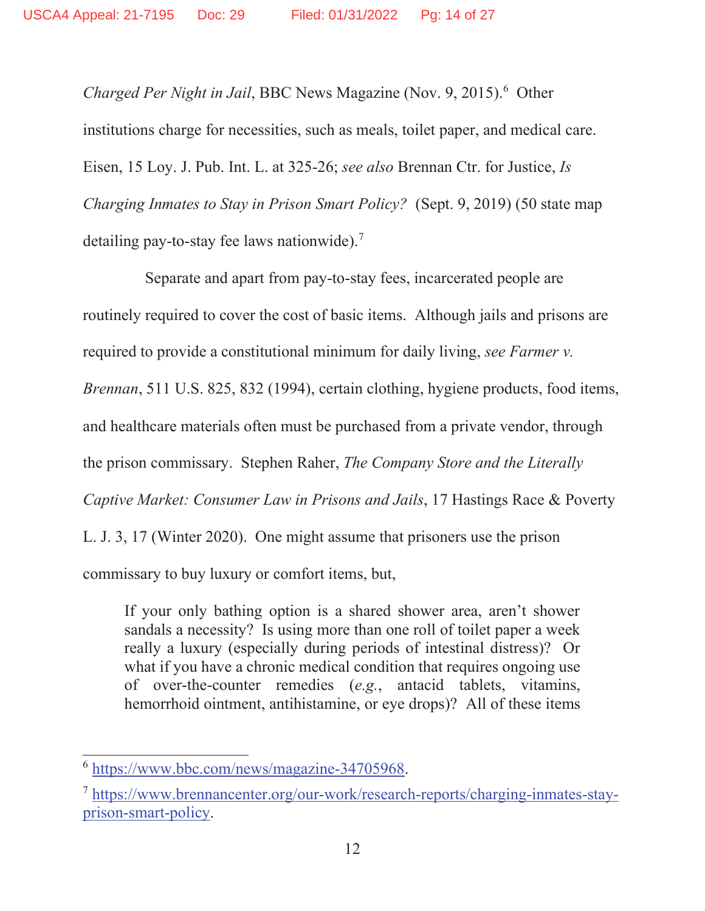*Charged Per Night in Jail*, BBC News Magazine (Nov. 9, 2015).[6] Other institutions charge for necessities, such as meals, toilet paper, and medical care. Eisen, 15 Loy. J. Pub. Int. L. at 325-26; *see also* Brennan Ctr. for Justice, *Is Charging Inmates to Stay in Prison Smart Policy?* (Sept. 9, 2019) (50 state map detailing pay-to-stay fee laws nationwide).[7]

Separate and apart from pay-to-stay fees, incarcerated people are routinely required to cover the cost of basic items. Although jails and prisons are required to provide a constitutional minimum for daily living, *see Farmer v. Brennan*, 511 U.S. 825, 832 (1994), certain clothing, hygiene products, food items, and healthcare materials often must be purchased from a private vendor, through the prison commissary. Stephen Raher, *The Company Store and the Literally Captive Market: Consumer Law in Prisons and Jails*, 17 Hastings Race & Poverty L. J. 3, 17 (Winter 2020). One might assume that prisoners use the prison commissary to buy luxury or comfort items, but,

> If your only bathing option is a shared shower area, aren't shower sandals a necessity? Is using more than one roll of toilet paper a week really a luxury (especially during periods of intestinal distress)? Or what if you have a chronic medical condition that requires ongoing use of over-the-counter remedies (*e.g.*, antacid tablets, vitamins, hemorrhoid ointment, antihistamine, or eye drops)? All of these items

---

[6] https://www.bbc.com/news/magazine-34705968.

[7] https://www.brennancenter.org/our-work/research-reports/charging-inmates-stay-prison-smart-policy.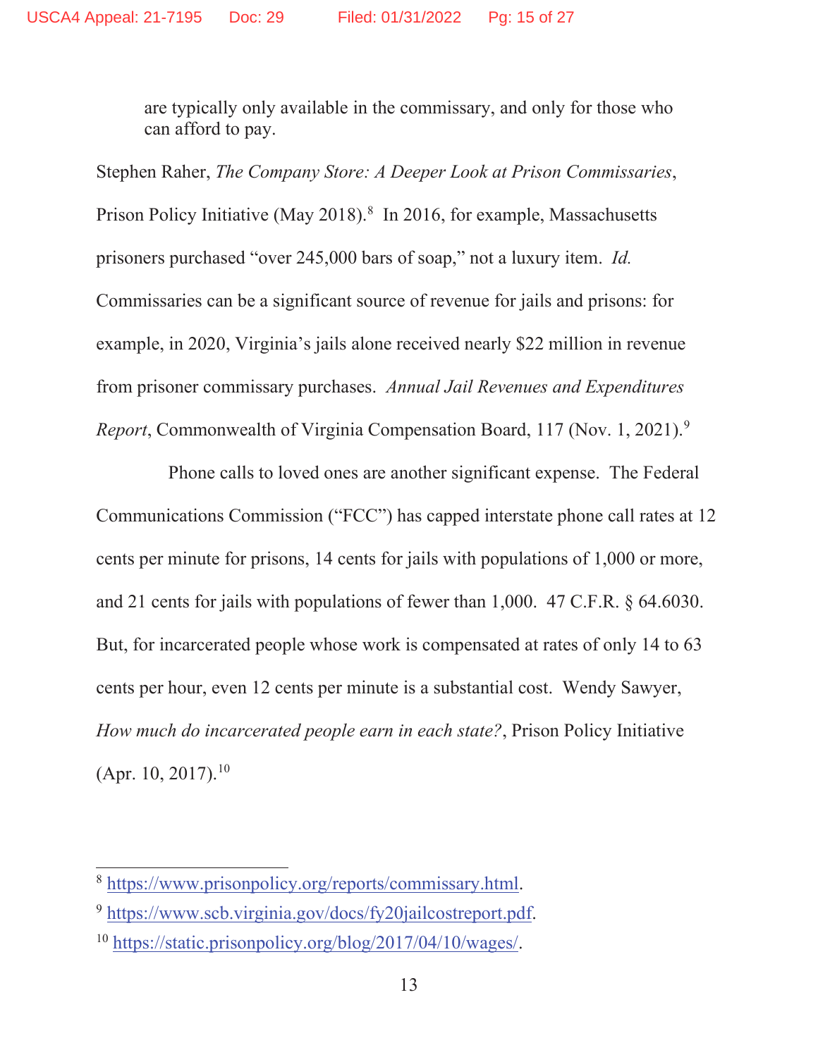are typically only available in the commissary, and only for those who can afford to pay.

Stephen Raher, *The Company Store: A Deeper Look at Prison Commissaries*, Prison Policy Initiative (May 2018).[8] In 2016, for example, Massachusetts prisoners purchased "over 245,000 bars of soap," not a luxury item. *Id.* Commissaries can be a significant source of revenue for jails and prisons: for example, in 2020, Virginia's jails alone received nearly $22 million in revenue from prisoner commissary purchases. *Annual Jail Revenues and Expenditures Report*, Commonwealth of Virginia Compensation Board, 117 (Nov. 1, 2021).[9]

Phone calls to loved ones are another significant expense. The Federal Communications Commission ("FCC") has capped interstate phone call rates at 12 cents per minute for prisons, 14 cents for jails with populations of 1,000 or more, and 21 cents for jails with populations of fewer than 1,000. 47 C.F.R. § 64.6030. But, for incarcerated people whose work is compensated at rates of only 14 to 63 cents per hour, even 12 cents per minute is a substantial cost. Wendy Sawyer, *How much do incarcerated people earn in each state?*, Prison Policy Initiative (Apr. 10, 2017).[10]

---

[8] https://www.prisonpolicy.org/reports/commissary.html.

[9] https://www.scb.virginia.gov/docs/fy20jailcostreport.pdf.

[10] https://static.prisonpolicy.org/blog/2017/04/10/wages/.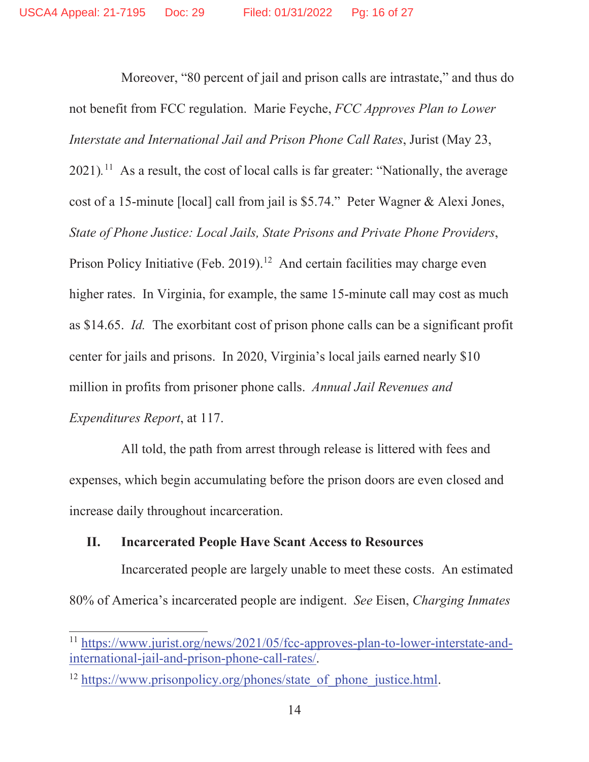Moreover, "80 percent of jail and prison calls are intrastate," and thus do not benefit from FCC regulation. Marie Feyche, *FCC Approves Plan to Lower Interstate and International Jail and Prison Phone Call Rates*, Jurist (May 23, 2021).[11] As a result, the cost of local calls is far greater: "Nationally, the average cost of a 15-minute [local] call from jail is $5.74." Peter Wagner & Alexi Jones, *State of Phone Justice: Local Jails, State Prisons and Private Phone Providers*, Prison Policy Initiative (Feb. 2019).[12] And certain facilities may charge even higher rates. In Virginia, for example, the same 15-minute call may cost as much as $14.65. *Id.* The exorbitant cost of prison phone calls can be a significant profit center for jails and prisons. In 2020, Virginia's local jails earned nearly $10 million in profits from prisoner phone calls. *Annual Jail Revenues and Expenditures Report*, at 117.

All told, the path from arrest through release is littered with fees and expenses, which begin accumulating before the prison doors are even closed and increase daily throughout incarceration.

## II. Incarcerated People Have Scant Access to Resources

Incarcerated people are largely unable to meet these costs. An estimated 80% of America's incarcerated people are indigent. *See* Eisen, *Charging Inmates*

---

[11] https://www.jurist.org/news/2021/05/fcc-approves-plan-to-lower-interstate-and-international-jail-and-prison-phone-call-rates/.

[12] https://www.prisonpolicy.org/phones/state_of_phone_justice.html.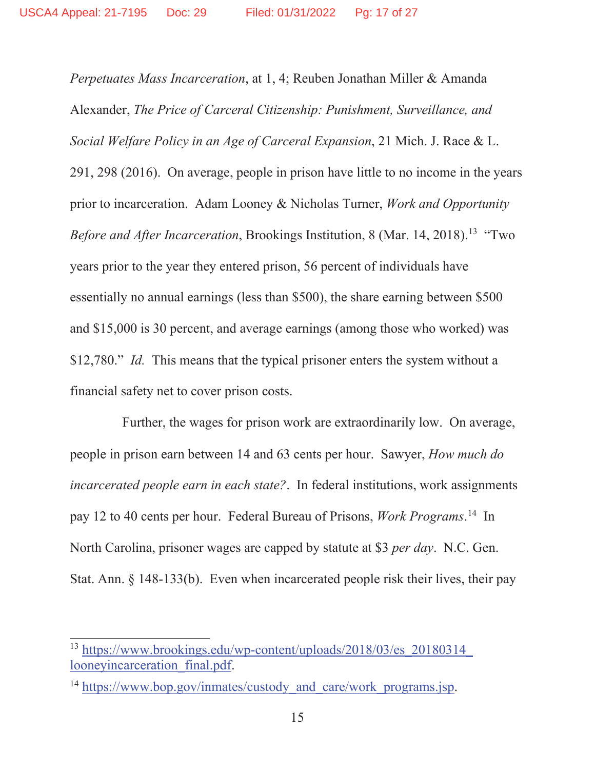*Perpetuates Mass Incarceration*, at 1, 4; Reuben Jonathan Miller & Amanda Alexander, *The Price of Carceral Citizenship: Punishment, Surveillance, and Social Welfare Policy in an Age of Carceral Expansion*, 21 Mich. J. Race & L. 291, 298 (2016). On average, people in prison have little to no income in the years prior to incarceration. Adam Looney & Nicholas Turner, *Work and Opportunity Before and After Incarceration*, Brookings Institution, 8 (Mar. 14, 2018).[13] "Two years prior to the year they entered prison, 56 percent of individuals have essentially no annual earnings (less than $500), the share earning between $500 and $15,000 is 30 percent, and average earnings (among those who worked) was $12,780." *Id.* This means that the typical prisoner enters the system without a financial safety net to cover prison costs.

Further, the wages for prison work are extraordinarily low. On average, people in prison earn between 14 and 63 cents per hour. Sawyer, *How much do incarcerated people earn in each state?*. In federal institutions, work assignments pay 12 to 40 cents per hour. Federal Bureau of Prisons, *Work Programs*.[14] In North Carolina, prisoner wages are capped by statute at $3 *per day*. N.C. Gen. Stat. Ann. § 148-133(b). Even when incarcerated people risk their lives, their pay

---

[13] https://www.brookings.edu/wp-content/uploads/2018/03/es_20180314_looneyincarceration_final.pdf.

[14] https://www.bop.gov/inmates/custody_and_care/work_programs.jsp.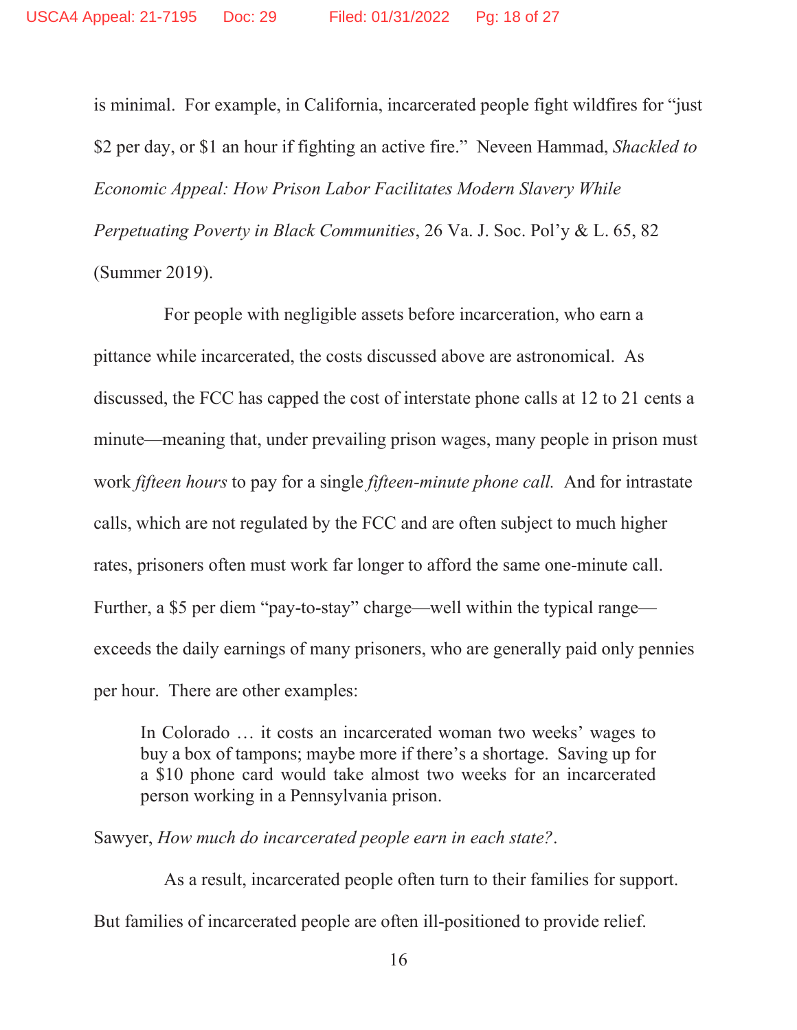is minimal. For example, in California, incarcerated people fight wildfires for "just $2 per day, or $1 an hour if fighting an active fire." Neveen Hammad, *Shackled to Economic Appeal: How Prison Labor Facilitates Modern Slavery While Perpetuating Poverty in Black Communities*, 26 Va. J. Soc. Pol'y & L. 65, 82 (Summer 2019).

For people with negligible assets before incarceration, who earn a pittance while incarcerated, the costs discussed above are astronomical. As discussed, the FCC has capped the cost of interstate phone calls at 12 to 21 cents a minute—meaning that, under prevailing prison wages, many people in prison must work *fifteen hours* to pay for a single *fifteen-minute phone call.* And for intrastate calls, which are not regulated by the FCC and are often subject to much higher rates, prisoners often must work far longer to afford the same one-minute call. Further, a $5 per diem "pay-to-stay" charge—well within the typical range—exceeds the daily earnings of many prisoners, who are generally paid only pennies per hour. There are other examples:

> In Colorado … it costs an incarcerated woman two weeks' wages to buy a box of tampons; maybe more if there's a shortage. Saving up for a $10 phone card would take almost two weeks for an incarcerated person working in a Pennsylvania prison.

Sawyer, *How much do incarcerated people earn in each state?*.

As a result, incarcerated people often turn to their families for support. But families of incarcerated people are often ill-positioned to provide relief.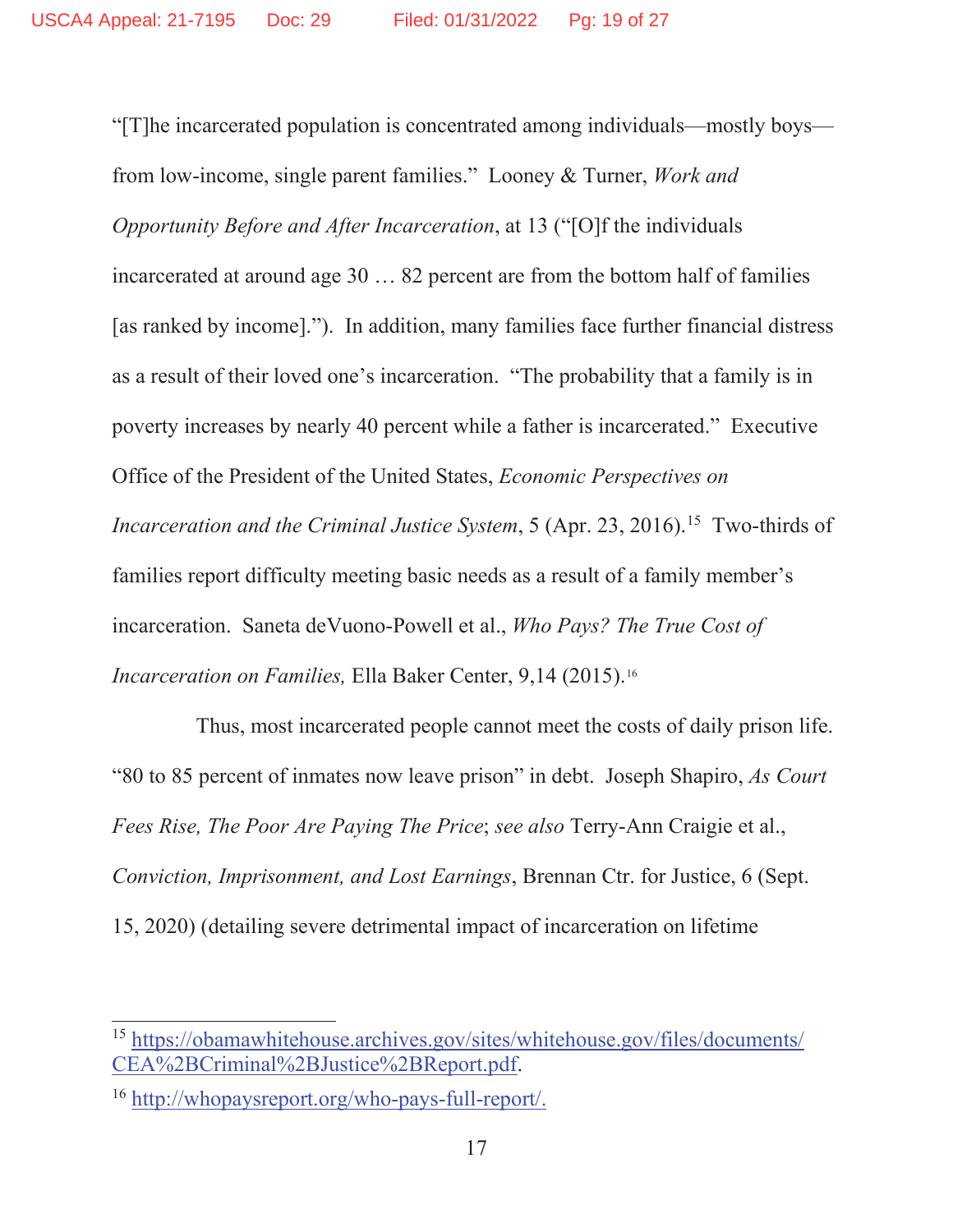"[T]he incarcerated population is concentrated among individuals—mostly boys—from low-income, single parent families." Looney & Turner, *Work and Opportunity Before and After Incarceration*, at 13 ("[O]f the individuals incarcerated at around age 30 … 82 percent are from the bottom half of families [as ranked by income]."). In addition, many families face further financial distress as a result of their loved one's incarceration. "The probability that a family is in poverty increases by nearly 40 percent while a father is incarcerated." Executive Office of the President of the United States, *Economic Perspectives on Incarceration and the Criminal Justice System*, 5 (Apr. 23, 2016).[15] Two-thirds of families report difficulty meeting basic needs as a result of a family member's incarceration. Saneta deVuono-Powell et al., *Who Pays? The True Cost of Incarceration on Families,* Ella Baker Center, 9,14 (2015).[16]

Thus, most incarcerated people cannot meet the costs of daily prison life. "80 to 85 percent of inmates now leave prison" in debt. Joseph Shapiro, *As Court Fees Rise, The Poor Are Paying The Price*; *see also* Terry-Ann Craigie et al., *Conviction, Imprisonment, and Lost Earnings*, Brennan Ctr. for Justice, 6 (Sept. 15, 2020) (detailing severe detrimental impact of incarceration on lifetime

---

[15] https://obamawhitehouse.archives.gov/sites/whitehouse.gov/files/documents/CEA%2BCriminal%2BJustice%2BReport.pdf.

[16] http://whopaysreport.org/who-pays-full-report/.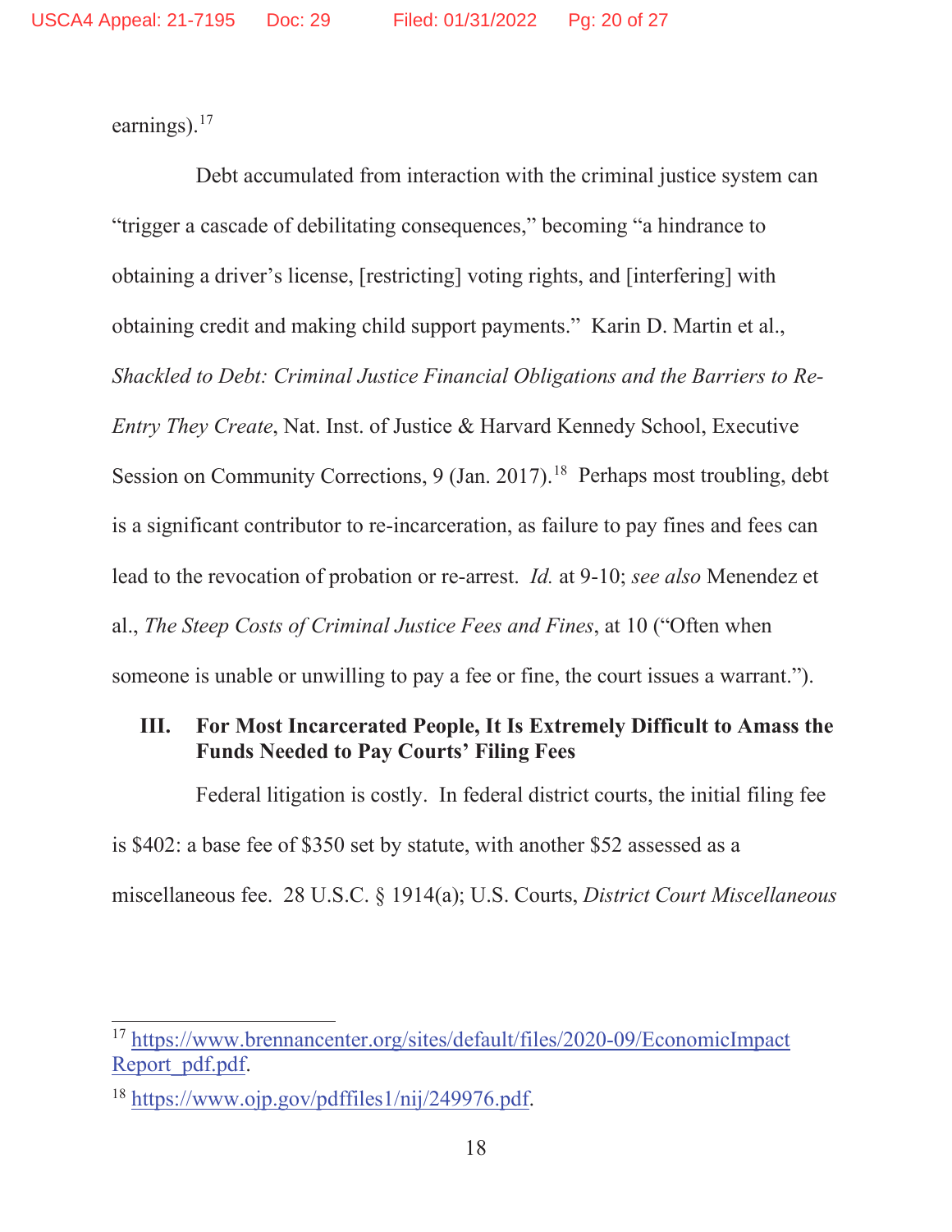earnings).[17]

Debt accumulated from interaction with the criminal justice system can "trigger a cascade of debilitating consequences," becoming "a hindrance to obtaining a driver's license, [restricting] voting rights, and [interfering] with obtaining credit and making child support payments." Karin D. Martin et al., *Shackled to Debt: Criminal Justice Financial Obligations and the Barriers to Re-Entry They Create*, Nat. Inst. of Justice & Harvard Kennedy School, Executive Session on Community Corrections, 9 (Jan. 2017).[18] Perhaps most troubling, debt is a significant contributor to re-incarceration, as failure to pay fines and fees can lead to the revocation of probation or re-arrest. *Id.* at 9-10; *see also* Menendez et al., *The Steep Costs of Criminal Justice Fees and Fines*, at 10 ("Often when someone is unable or unwilling to pay a fee or fine, the court issues a warrant.").

## III. For Most Incarcerated People, It Is Extremely Difficult to Amass the Funds Needed to Pay Courts' Filing Fees

Federal litigation is costly. In federal district courts, the initial filing fee is $402: a base fee of $350 set by statute, with another $52 assessed as a miscellaneous fee. 28 U.S.C. § 1914(a); U.S. Courts, *District Court Miscellaneous*

---

[17] https://www.brennancenter.org/sites/default/files/2020-09/EconomicImpactReport_pdf.pdf.

[18] https://www.ojp.gov/pdffiles1/nij/249976.pdf.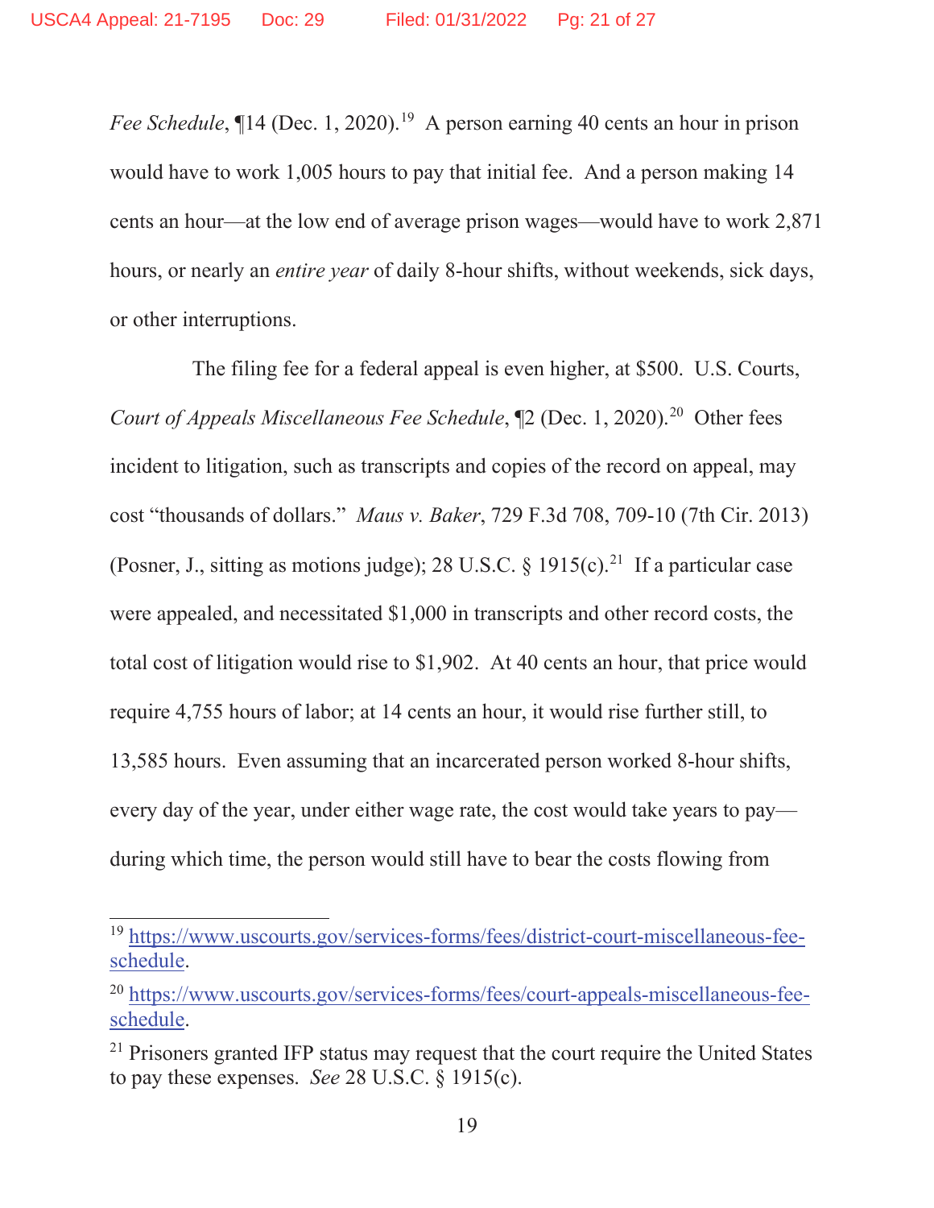*Fee Schedule*, ¶14 (Dec. 1, 2020).[19] A person earning 40 cents an hour in prison would have to work 1,005 hours to pay that initial fee. And a person making 14 cents an hour—at the low end of average prison wages—would have to work 2,871 hours, or nearly an *entire year* of daily 8-hour shifts, without weekends, sick days, or other interruptions.

The filing fee for a federal appeal is even higher, at $500. U.S. Courts, *Court of Appeals Miscellaneous Fee Schedule*, ¶2 (Dec. 1, 2020).[20] Other fees incident to litigation, such as transcripts and copies of the record on appeal, may cost "thousands of dollars." *Maus v. Baker*, 729 F.3d 708, 709-10 (7th Cir. 2013) (Posner, J., sitting as motions judge); 28 U.S.C. § 1915(c).[21] If a particular case were appealed, and necessitated $1,000 in transcripts and other record costs, the total cost of litigation would rise to $1,902. At 40 cents an hour, that price would require 4,755 hours of labor; at 14 cents an hour, it would rise further still, to 13,585 hours. Even assuming that an incarcerated person worked 8-hour shifts, every day of the year, under either wage rate, the cost would take years to pay—during which time, the person would still have to bear the costs flowing from

---

[19] https://www.uscourts.gov/services-forms/fees/district-court-miscellaneous-fee-schedule.

[20] https://www.uscourts.gov/services-forms/fees/court-appeals-miscellaneous-fee-schedule.

[21] Prisoners granted IFP status may request that the court require the United States to pay these expenses. *See* 28 U.S.C. § 1915(c).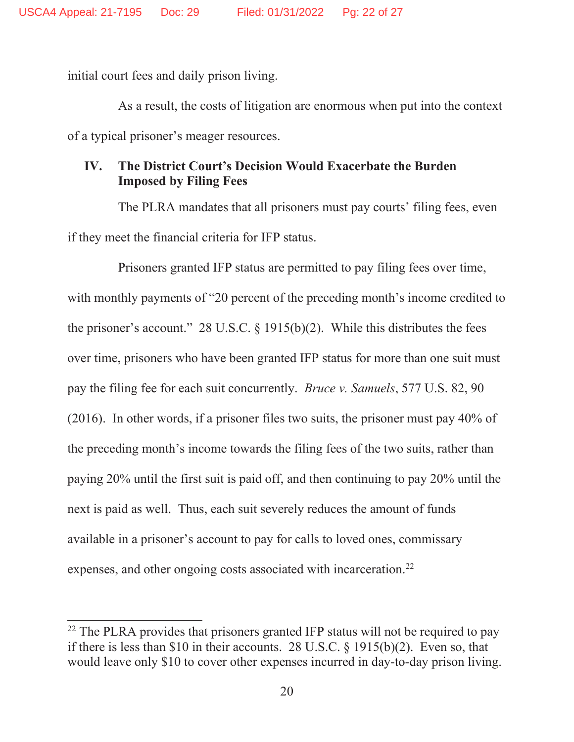initial court fees and daily prison living.

As a result, the costs of litigation are enormous when put into the context of a typical prisoner's meager resources.

## IV. The District Court's Decision Would Exacerbate the Burden Imposed by Filing Fees

The PLRA mandates that all prisoners must pay courts' filing fees, even if they meet the financial criteria for IFP status.

Prisoners granted IFP status are permitted to pay filing fees over time, with monthly payments of "20 percent of the preceding month's income credited to the prisoner's account." 28 U.S.C. § 1915(b)(2). While this distributes the fees over time, prisoners who have been granted IFP status for more than one suit must pay the filing fee for each suit concurrently. *Bruce v. Samuels*, 577 U.S. 82, 90 (2016). In other words, if a prisoner files two suits, the prisoner must pay 40% of the preceding month's income towards the filing fees of the two suits, rather than paying 20% until the first suit is paid off, and then continuing to pay 20% until the next is paid as well. Thus, each suit severely reduces the amount of funds available in a prisoner's account to pay for calls to loved ones, commissary expenses, and other ongoing costs associated with incarceration.[22]

---

[22] The PLRA provides that prisoners granted IFP status will not be required to pay if there is less than $10 in their accounts. 28 U.S.C. § 1915(b)(2). Even so, that would leave only $10 to cover other expenses incurred in day-to-day prison living.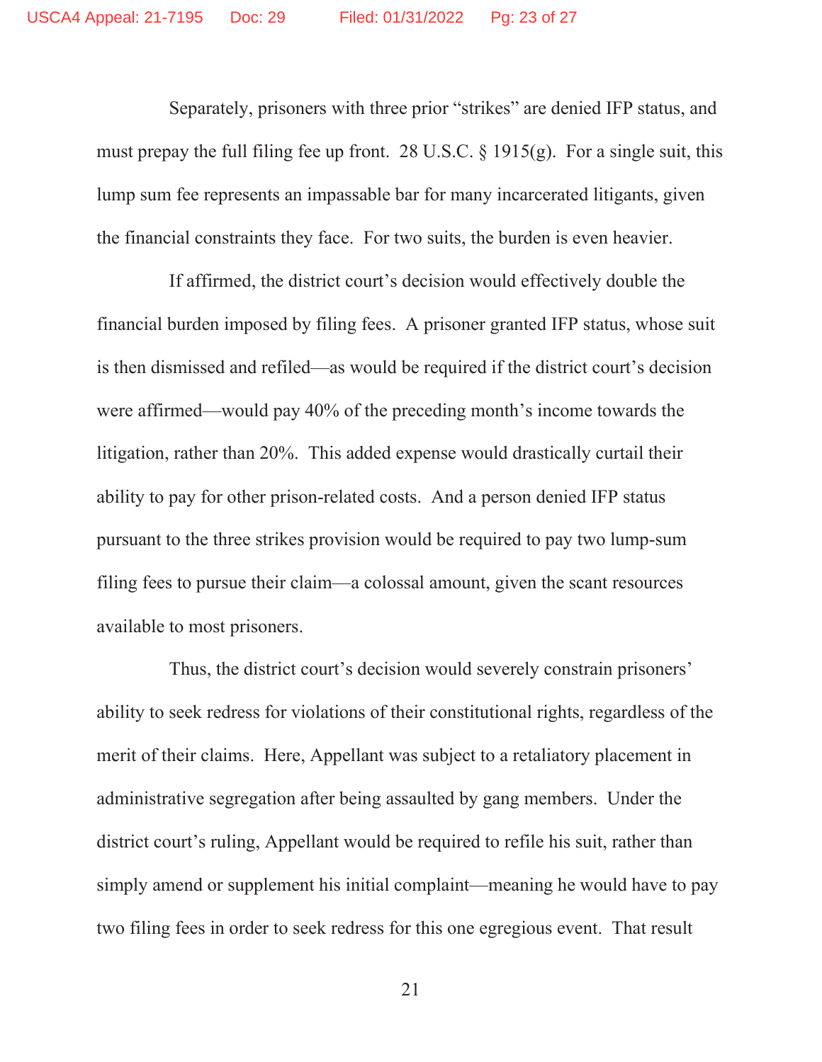Separately, prisoners with three prior "strikes" are denied IFP status, and must prepay the full filing fee up front. 28 U.S.C. § 1915(g). For a single suit, this lump sum fee represents an impassable bar for many incarcerated litigants, given the financial constraints they face. For two suits, the burden is even heavier.

If affirmed, the district court's decision would effectively double the financial burden imposed by filing fees. A prisoner granted IFP status, whose suit is then dismissed and refiled—as would be required if the district court's decision were affirmed—would pay 40% of the preceding month's income towards the litigation, rather than 20%. This added expense would drastically curtail their ability to pay for other prison-related costs. And a person denied IFP status pursuant to the three strikes provision would be required to pay two lump-sum filing fees to pursue their claim—a colossal amount, given the scant resources available to most prisoners.

Thus, the district court's decision would severely constrain prisoners' ability to seek redress for violations of their constitutional rights, regardless of the merit of their claims. Here, Appellant was subject to a retaliatory placement in administrative segregation after being assaulted by gang members. Under the district court's ruling, Appellant would be required to refile his suit, rather than simply amend or supplement his initial complaint—meaning he would have to pay two filing fees in order to seek redress for this one egregious event. That result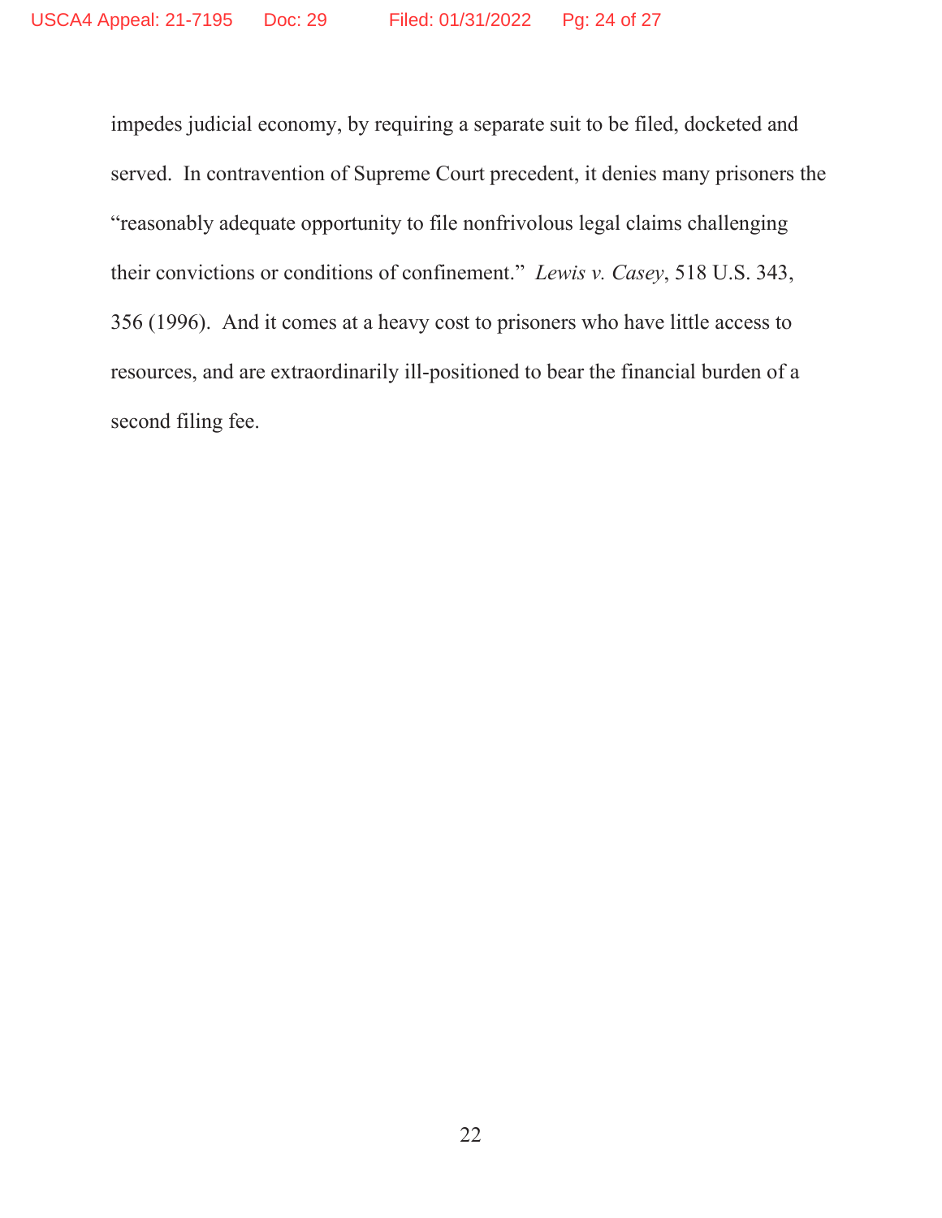impedes judicial economy, by requiring a separate suit to be filed, docketed and served. In contravention of Supreme Court precedent, it denies many prisoners the "reasonably adequate opportunity to file nonfrivolous legal claims challenging their convictions or conditions of confinement." *Lewis v. Casey*, 518 U.S. 343, 356 (1996). And it comes at a heavy cost to prisoners who have little access to resources, and are extraordinarily ill-positioned to bear the financial burden of a second filing fee.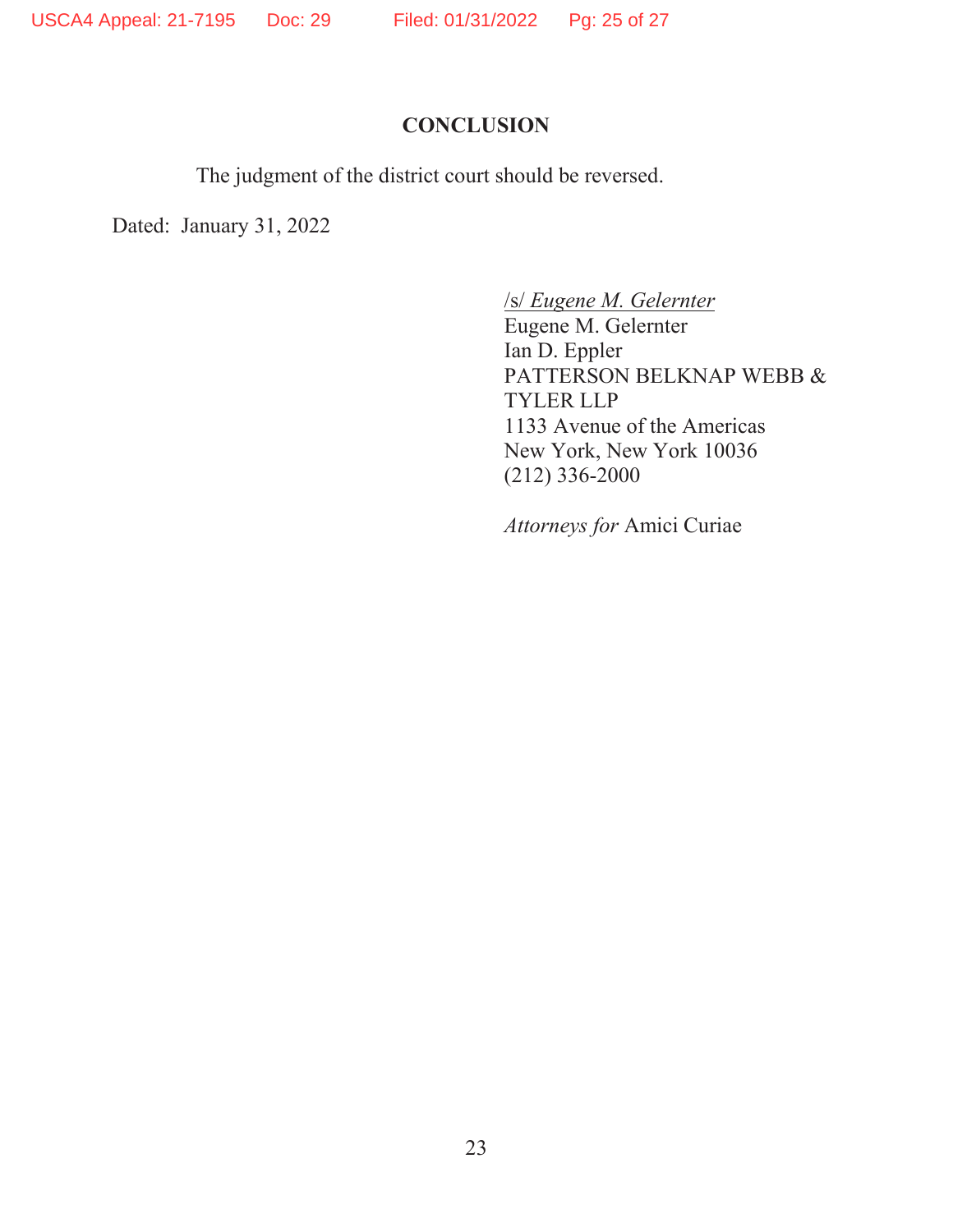## CONCLUSION

The judgment of the district court should be reversed.

Dated: January 31, 2022

/s/ *Eugene M. Gelernter*
Eugene M. Gelernter
Ian D. Eppler
PATTERSON BELKNAP WEBB & TYLER LLP
1133 Avenue of the Americas
New York, New York 10036
(212) 336-2000

*Attorneys for* Amici Curiae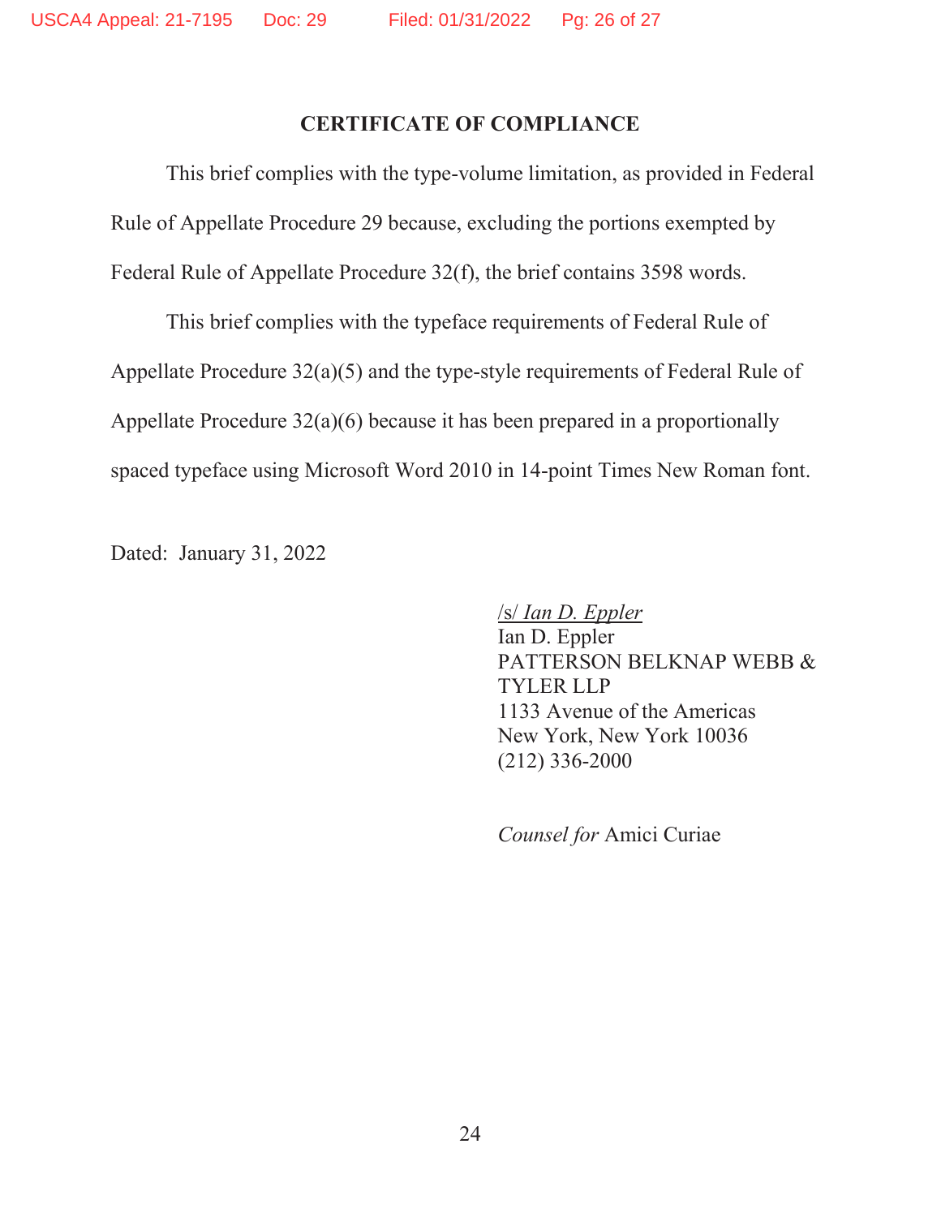## CERTIFICATE OF COMPLIANCE

This brief complies with the type-volume limitation, as provided in Federal Rule of Appellate Procedure 29 because, excluding the portions exempted by Federal Rule of Appellate Procedure 32(f), the brief contains 3598 words.

This brief complies with the typeface requirements of Federal Rule of Appellate Procedure 32(a)(5) and the type-style requirements of Federal Rule of Appellate Procedure 32(a)(6) because it has been prepared in a proportionally spaced typeface using Microsoft Word 2010 in 14-point Times New Roman font.

Dated: January 31, 2022

/s/ *Ian D. Eppler*
Ian D. Eppler
PATTERSON BELKNAP WEBB & TYLER LLP
1133 Avenue of the Americas
New York, New York 10036
(212) 336-2000

*Counsel for* Amici Curiae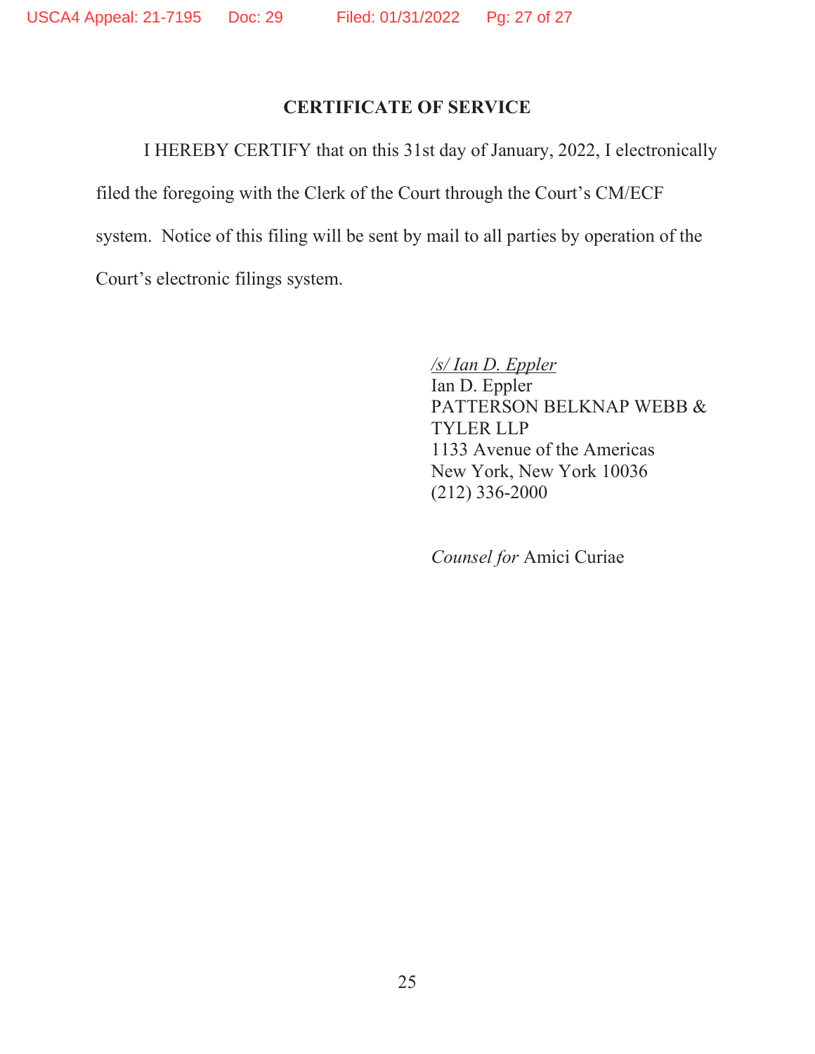## CERTIFICATE OF SERVICE

I HEREBY CERTIFY that on this 31st day of January, 2022, I electronically filed the foregoing with the Clerk of the Court through the Court's CM/ECF system. Notice of this filing will be sent by mail to all parties by operation of the Court's electronic filings system.

/s/ Ian D. Eppler
Ian D. Eppler
PATTERSON BELKNAP WEBB & TYLER LLP
1133 Avenue of the Americas
New York, New York 10036
(212) 336-2000

*Counsel for* Amici Curiae